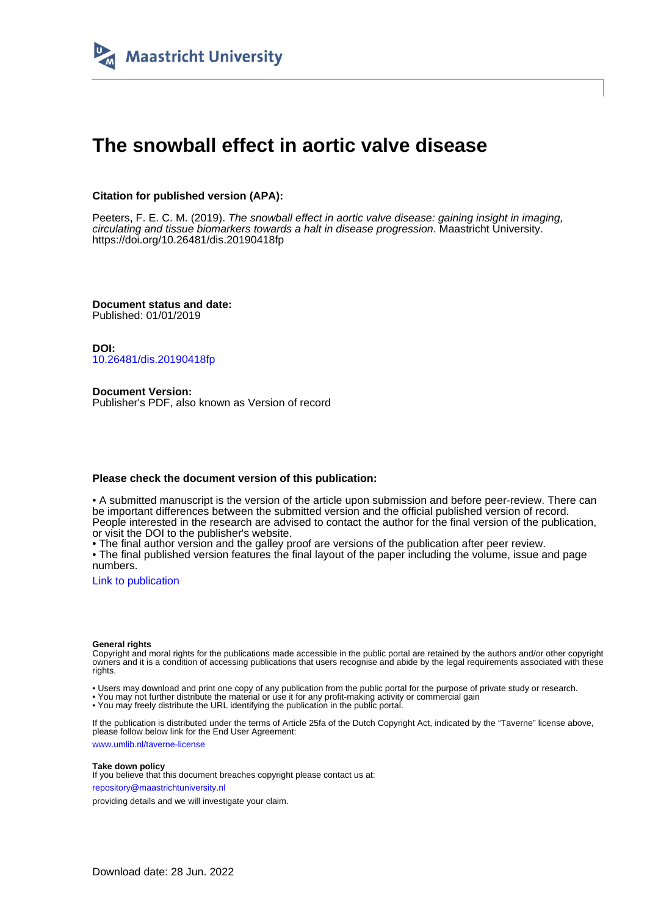Maastricht University

# The snowball effect in aortic valve disease

**Citation for published version (APA):**

Peeters, F. E. C. M. (2019). *The snowball effect in aortic valve disease: gaining insight in imaging, circulating and tissue biomarkers towards a halt in disease progression*. Maastricht University. https://doi.org/10.26481/dis.20190418fp

**Document status and date:**
Published: 01/01/2019

**DOI:**
10.26481/dis.20190418fp

**Document Version:**
Publisher's PDF, also known as Version of record

**Please check the document version of this publication:**

• A submitted manuscript is the version of the article upon submission and before peer-review. There can be important differences between the submitted version and the official published version of record. People interested in the research are advised to contact the author for the final version of the publication, or visit the DOI to the publisher's website.
• The final author version and the galley proof are versions of the publication after peer review.
• The final published version features the final layout of the paper including the volume, issue and page numbers.

Link to publication

**General rights**
Copyright and moral rights for the publications made accessible in the public portal are retained by the authors and/or other copyright owners and it is a condition of accessing publications that users recognise and abide by the legal requirements associated with these rights.

• Users may download and print one copy of any publication from the public portal for the purpose of private study or research.
• You may not further distribute the material or use it for any profit-making activity or commercial gain
• You may freely distribute the URL identifying the publication in the public portal.

If the publication is distributed under the terms of Article 25fa of the Dutch Copyright Act, indicated by the "Taverne" license above, please follow below link for the End User Agreement:

www.umlib.nl/taverne-license

**Take down policy**
If you believe that this document breaches copyright please contact us at:

repository@maastrichtuniversity.nl

providing details and we will investigate your claim.

Download date: 28 Jun. 2022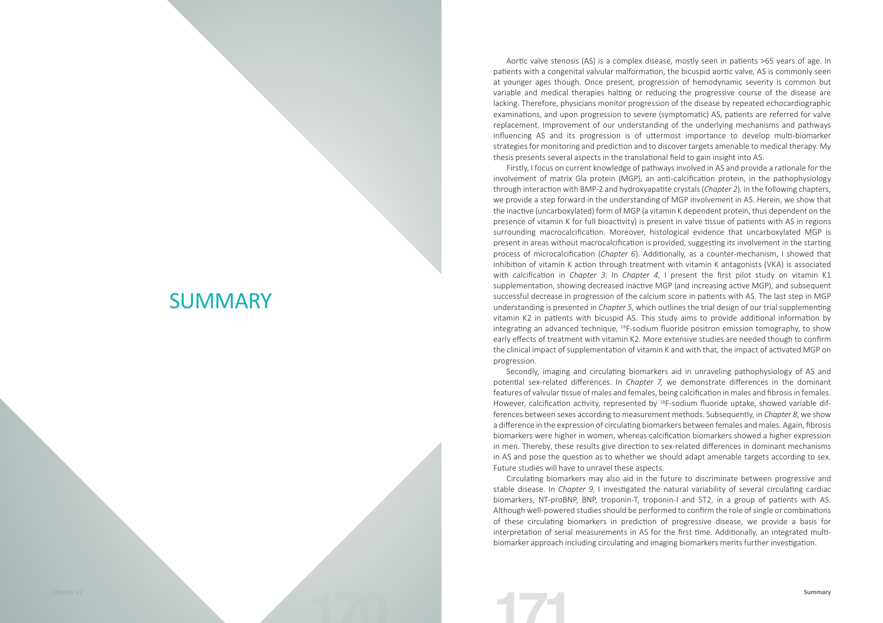# SUMMARY

Aortic valve stenosis (AS) is a complex disease, mostly seen in patients >65 years of age. In patients with a congenital valvular malformation, the bicuspid aortic valve, AS is commonly seen at younger ages though. Once present, progression of hemodynamic severity is common but variable and medical therapies halting or reducing the progressive course of the disease are lacking. Therefore, physicians monitor progression of the disease by repeated echocardiographic examinations, and upon progression to severe (symptomatic) AS, patients are referred for valve replacement. Improvement of our understanding of the underlying mechanisms and pathways influencing AS and its progression is of uttermost importance to develop multi-biomarker strategies for monitoring and prediction and to discover targets amenable to medical therapy. My thesis presents several aspects in the translational field to gain insight into AS.

Firstly, I focus on current knowledge of pathways involved in AS and provide a rationale for the involvement of matrix Gla protein (MGP), an anti-calcification protein, in the pathophysiology through interaction with BMP-2 and hydroxyapatite crystals (*Chapter 2*). In the following chapters, we provide a step forward in the understanding of MGP involvement in AS. Herein, we show that the inactive (uncarboxylated) form of MGP (a vitamin K dependent protein, thus dependent on the presence of vitamin K for full bioactivity) is present in valve tissue of patients with AS in regions surrounding macrocalcification. Moreover, histological evidence that uncarboxylated MGP is present in areas without macrocalcification is provided, suggesting its involvement in the starting process of microcalcification (*Chapter 6*). Additionally, as a counter-mechanism, I showed that inhibition of vitamin K action through treatment with vitamin K antagonists (VKA) is associated with calcification in *Chapter 3*. In *Chapter 4*, I present the first pilot study on vitamin K1 supplementation, showing decreased inactive MGP (and increasing active MGP), and subsequent successful decrease in progression of the calcium score in patients with AS. The last step in MGP understanding is presented in *Chapter 5*, which outlines the trial design of our trial supplementing vitamin K2 in patients with bicuspid AS. This study aims to provide additional information by integrating an advanced technique, $^{18}$F-sodium fluoride positron emission tomography, to show early effects of treatment with vitamin K2. More extensive studies are needed though to confirm the clinical impact of supplementation of vitamin K and with that, the impact of activated MGP on progression.

Secondly, imaging and circulating biomarkers aid in unraveling pathophysiology of AS and potential sex-related differences. In *Chapter 7*, we demonstrate differences in the dominant features of valvular tissue of males and females, being calcification in males and fibrosis in females. However, calcification activity, represented by $^{18}$F-sodium fluoride uptake, showed variable differences between sexes according to measurement methods. Subsequently, in *Chapter 8*, we show a difference in the expression of circulating biomarkers between females and males. Again, fibrosis biomarkers were higher in women, whereas calcification biomarkers showed a higher expression in men. Thereby, these results give direction to sex-related differences in dominant mechanisms in AS and pose the question as to whether we should adapt amenable targets according to sex. Future studies will have to unravel these aspects.

Circulating biomarkers may also aid in the future to discriminate between progressive and stable disease. In *Chapter 9*, I investigated the natural variability of several circulating cardiac biomarkers, NT-proBNP, BNP, troponin-T, troponin-I and ST2, in a group of patients with AS. Although well-powered studies should be performed to confirm the role of single or combinations of these circulating biomarkers in prediction of progressive disease, we provide a basis for interpretation of serial measurements in AS for the first time. Additionally, an integrated multi-biomarker approach including circulating and imaging biomarkers merits further investigation.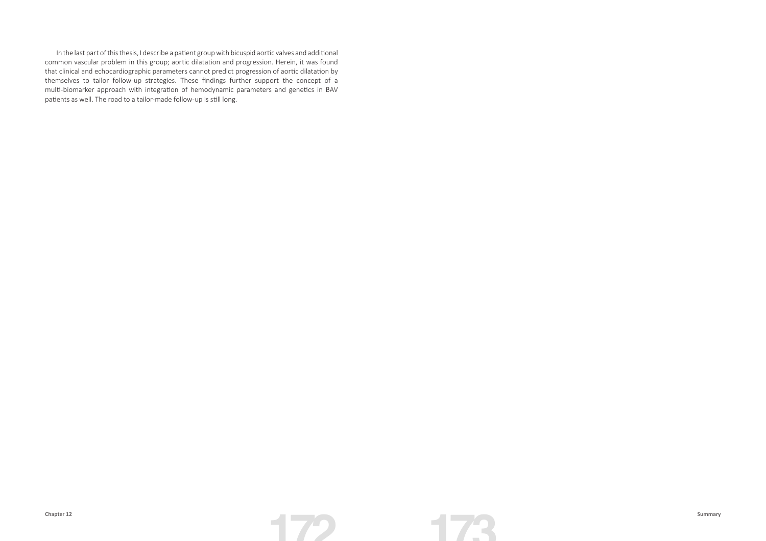In the last part of this thesis, I describe a patient group with bicuspid aortic valves and additional common vascular problem in this group; aortic dilatation and progression. Herein, it was found that clinical and echocardiographic parameters cannot predict progression of aortic dilatation by themselves to tailor follow-up strategies. These findings further support the concept of a multi-biomarker approach with integration of hemodynamic parameters and genetics in BAV patients as well. The road to a tailor-made follow-up is still long.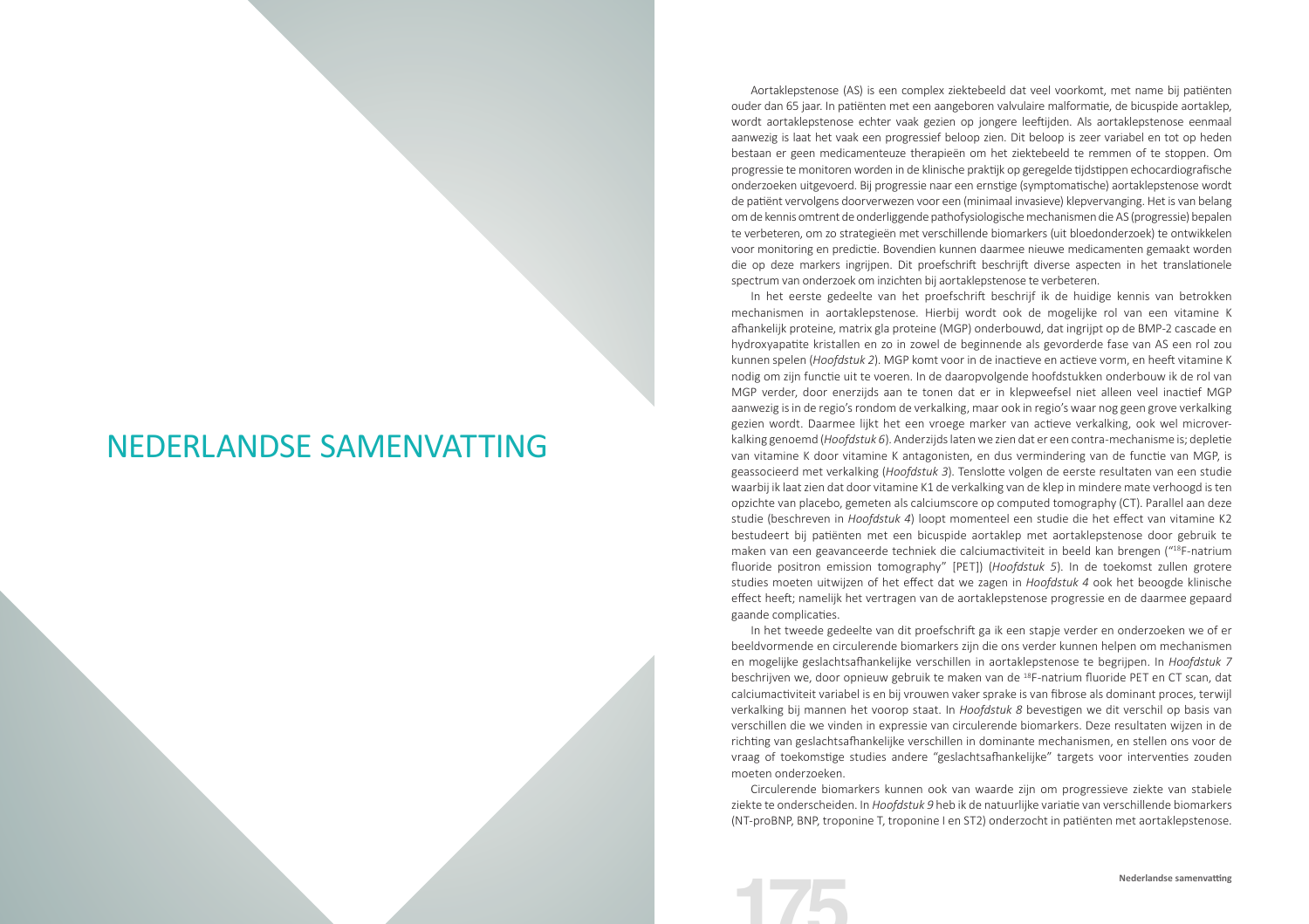# NEDERLANDSE SAMENVATTING

Aortaklepstenose (AS) is een complex ziektebeeld dat veel voorkomt, met name bij patiënten ouder dan 65 jaar. In patiënten met een aangeboren valvulaire malformatie, de bicuspide aortaklep, wordt aortaklepstenose echter vaak gezien op jongere leeftijden. Als aortaklepstenose eenmaal aanwezig is laat het vaak een progressief beloop zien. Dit beloop is zeer variabel en tot op heden bestaan er geen medicamenteuze therapieën om het ziektebeeld te remmen of te stoppen. Om progressie te monitoren worden in de klinische praktijk op geregelde tijdstippen echocardiografische onderzoeken uitgevoerd. Bij progressie naar een ernstige (symptomatische) aortaklepstenose wordt de patiënt vervolgens doorverwezen voor een (minimaal invasieve) klepvervanging. Het is van belang om de kennis omtrent de onderliggende pathofysiologische mechanismen die AS (progressie) bepalen te verbeteren, om zo strategieën met verschillende biomarkers (uit bloedonderzoek) te ontwikkelen voor monitoring en predictie. Bovendien kunnen daarmee nieuwe medicamenten gemaakt worden die op deze markers ingrijpen. Dit proefschrift beschrijft diverse aspecten in het translationele spectrum van onderzoek om inzichten bij aortaklepstenose te verbeteren.

In het eerste gedeelte van het proefschrift beschrijf ik de huidige kennis van betrokken mechanismen in aortaklepstenose. Hierbij wordt ook de mogelijke rol van een vitamine K afhankelijk proteine, matrix gla proteine (MGP) onderbouwd, dat ingrijpt op de BMP-2 cascade en hydroxyapatite kristallen en zo in zowel de beginnende als gevorderde fase van AS een rol zou kunnen spelen (*Hoofdstuk 2*). MGP komt voor in de inactieve en actieve vorm, en heeft vitamine K nodig om zijn functie uit te voeren. In de daaropvolgende hoofdstukken onderbouw ik de rol van MGP verder, door enerzijds aan te tonen dat er in klepweefsel niet alleen veel inactief MGP aanwezig is in de regio's rondom de verkalking, maar ook in regio's waar nog geen grove verkalking gezien wordt. Daarmee lijkt het een vroege marker van actieve verkalking, ook wel microverkalking genoemd (*Hoofdstuk 6*). Anderzijds laten we zien dat er een contra-mechanisme is; depletie van vitamine K door vitamine K antagonisten, en dus vermindering van de functie van MGP, is geassocieerd met verkalking (*Hoofdstuk 3*). Tenslotte volgen de eerste resultaten van een studie waarbij ik laat zien dat door vitamine K1 de verkalking van de klep in mindere mate verhoogd is ten opzichte van placebo, gemeten als calciumscore op computed tomography (CT). Parallel aan deze studie (beschreven in *Hoofdstuk 4*) loopt momenteel een studie die het effect van vitamine K2 bestudeert bij patiënten met een bicuspide aortaklep met aortaklepstenose door gebruik te maken van een geavanceerde techniek die calciumactiviteit in beeld kan brengen ("$^{18}$F-natrium fluoride positron emission tomography" [PET]) (*Hoofdstuk 5*). In de toekomst zullen grotere studies moeten uitwijzen of het effect dat we zagen in *Hoofdstuk 4* ook het beoogde klinische effect heeft; namelijk het vertragen van de aortaklepstenose progressie en de daarmee gepaard gaande complicaties.

In het tweede gedeelte van dit proefschrift ga ik een stapje verder en onderzoeken we of er beeldvormende en circulerende biomarkers zijn die ons verder kunnen helpen om mechanismen en mogelijke geslachtsafhankelijke verschillen in aortaklepstenose te begrijpen. In *Hoofdstuk 7* beschrijven we, door opnieuw gebruik te maken van de $^{18}$F-natrium fluoride PET en CT scan, dat calciumactiviteit variabel is en bij vrouwen vaker sprake is van fibrose als dominant proces, terwijl verkalking bij mannen het voorop staat. In *Hoofdstuk 8* bevestigen we dit verschil op basis van verschillen die we vinden in expressie van circulerende biomarkers. Deze resultaten wijzen in de richting van geslachtsafhankelijke verschillen in dominante mechanismen, en stellen ons voor de vraag of toekomstige studies andere "geslachtsafhankelijke" targets voor interventies zouden moeten onderzoeken.

Circulerende biomarkers kunnen ook van waarde zijn om progressieve ziekte van stabiele ziekte te onderscheiden. In *Hoofdstuk 9* heb ik de natuurlijke variatie van verschillende biomarkers (NT-proBNP, BNP, troponine T, troponine I en ST2) onderzocht in patiënten met aortaklepstenose.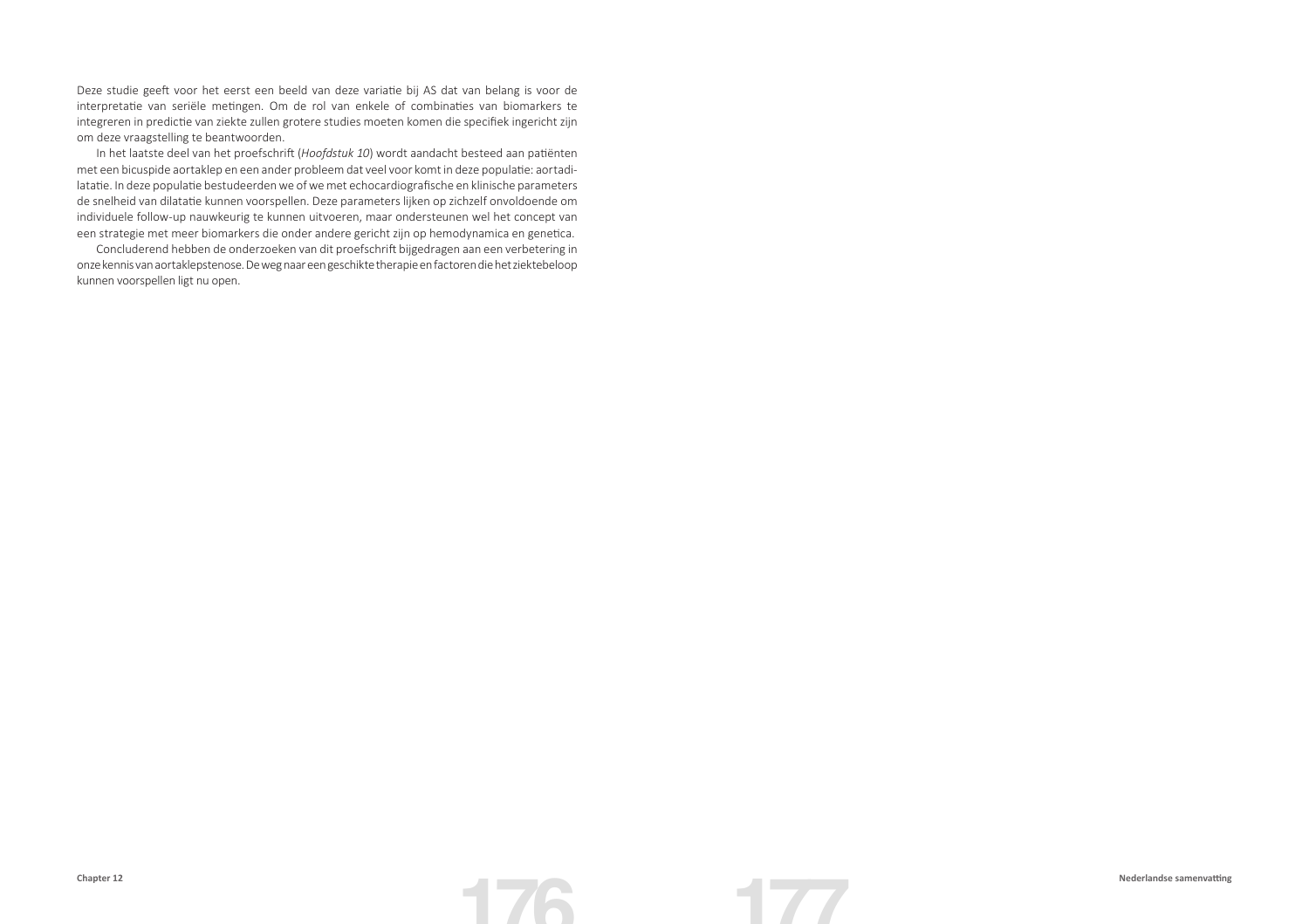Deze studie geeft voor het eerst een beeld van deze variatie bij AS dat van belang is voor de interpretatie van seriële metingen. Om de rol van enkele of combinaties van biomarkers te integreren in predictie van ziekte zullen grotere studies moeten komen die specifiek ingericht zijn om deze vraagstelling te beantwoorden.

In het laatste deel van het proefschrift (*Hoofdstuk 10*) wordt aandacht besteed aan patiënten met een bicuspide aortaklep en een ander probleem dat veel voor komt in deze populatie: aortadilatatie. In deze populatie bestudeerden we of we met echocardiografische en klinische parameters de snelheid van dilatatie kunnen voorspellen. Deze parameters lijken op zichzelf onvoldoende om individuele follow-up nauwkeurig te kunnen uitvoeren, maar ondersteunen wel het concept van een strategie met meer biomarkers die onder andere gericht zijn op hemodynamica en genetica.

Concluderend hebben de onderzoeken van dit proefschrift bijgedragen aan een verbetering in onze kennis van aortaklepstenose. De weg naar een geschikte therapie en factoren die het ziektebeloop kunnen voorspellen ligt nu open.